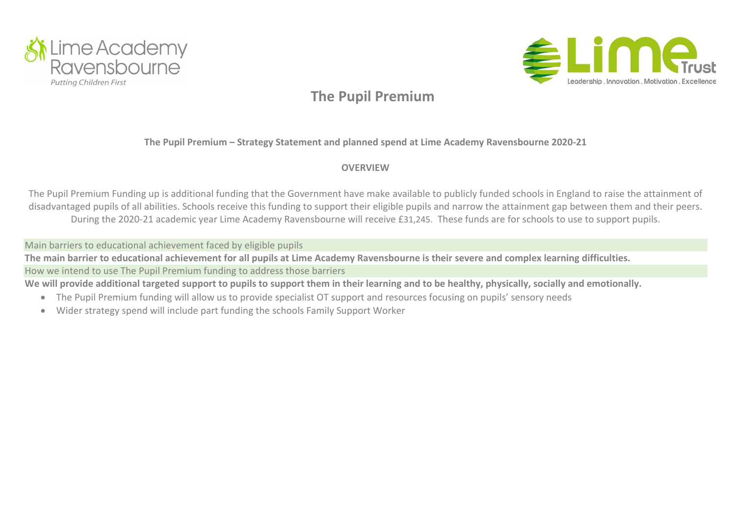Lime Academy Ravensbourne
*Putting Children First*

Lime Trust
Leadership . Innovation . Motivation . Excellence

# The Pupil Premium

**The Pupil Premium – Strategy Statement and planned spend at Lime Academy Ravensbourne 2020-21**

**OVERVIEW**

The Pupil Premium Funding up is additional funding that the Government have make available to publicly funded schools in England to raise the attainment of disadvantaged pupils of all abilities. Schools receive this funding to support their eligible pupils and narrow the attainment gap between them and their peers. During the 2020-21 academic year Lime Academy Ravensbourne will receive £31,245. These funds are for schools to use to support pupils.

| Main barriers to educational achievement faced by eligible pupils |
|---|
| **The main barrier to educational achievement for all pupils at Lime Academy Ravensbourne is their severe and complex learning difficulties.** |
| How we intend to use The Pupil Premium funding to address those barriers |
| **We will provide additional targeted support to pupils to support them in their learning and to be healthy, physically, socially and emotionally.** |

- The Pupil Premium funding will allow us to provide specialist OT support and resources focusing on pupils' sensory needs
- Wider strategy spend will include part funding the schools Family Support Worker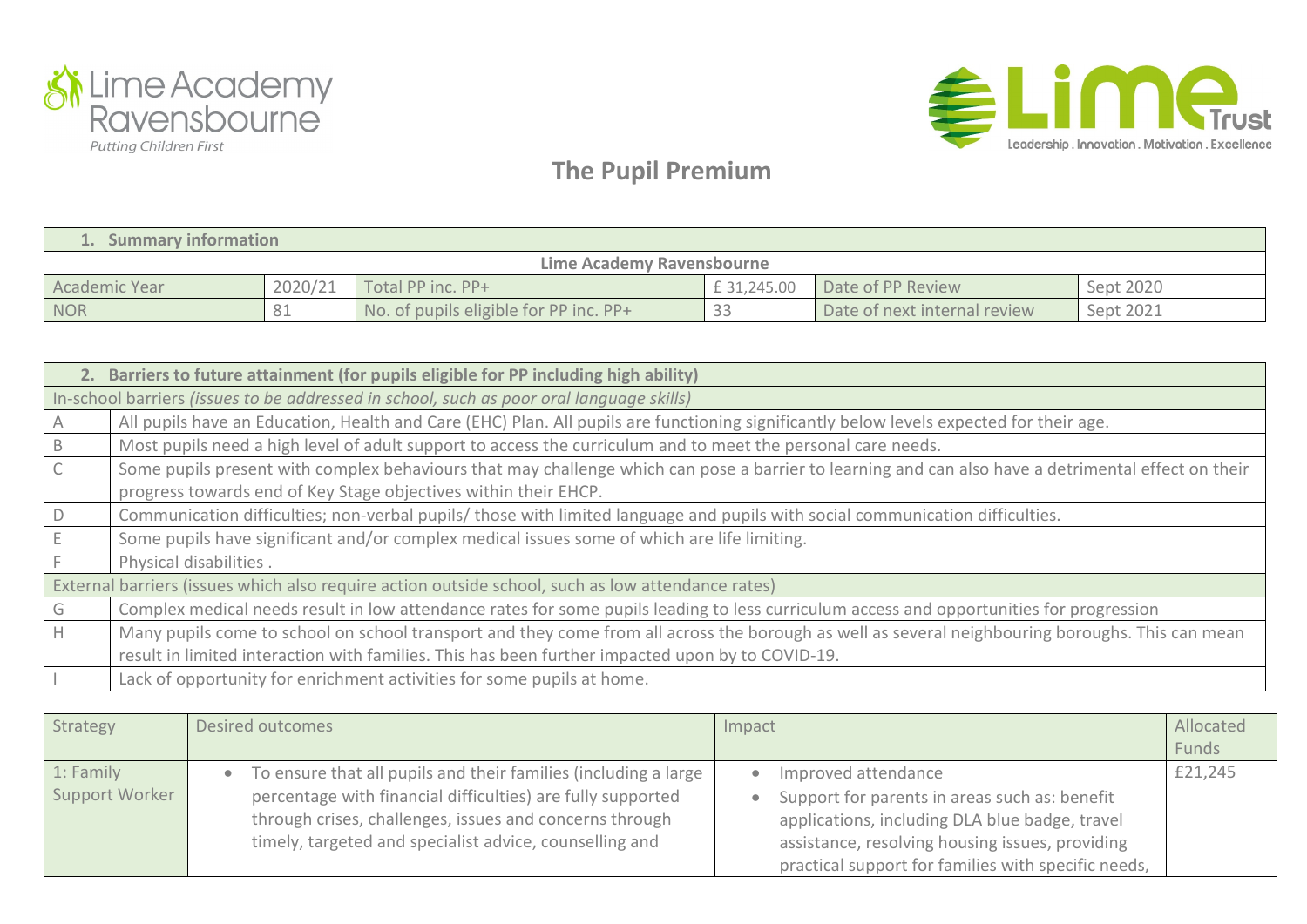# The Pupil Premium

| 1. Summary information | | | | | |
|---|---|---|---|---|---|
| Lime Academy Ravensbourne | | | | | |
| Academic Year | 2020/21 | Total PP inc. PP+ | £ 31,245.00 | Date of PP Review | Sept 2020 |
| NOR | 81 | No. of pupils eligible for PP inc. PP+ | 33 | Date of next internal review | Sept 2021 |

| 2. Barriers to future attainment (for pupils eligible for PP including high ability) | |
|---|---|
| In-school barriers *(issues to be addressed in school, such as poor oral language skills)* | |
| A | All pupils have an Education, Health and Care (EHC) Plan. All pupils are functioning significantly below levels expected for their age. |
| B | Most pupils need a high level of adult support to access the curriculum and to meet the personal care needs. |
| C | Some pupils present with complex behaviours that may challenge which can pose a barrier to learning and can also have a detrimental effect on their progress towards end of Key Stage objectives within their EHCP. |
| D | Communication difficulties; non-verbal pupils/ those with limited language and pupils with social communication difficulties. |
| E | Some pupils have significant and/or complex medical issues some of which are life limiting. |
| F | Physical disabilities . |
| External barriers (issues which also require action outside school, such as low attendance rates) | |
| G | Complex medical needs result in low attendance rates for some pupils leading to less curriculum access and opportunities for progression |
| H | Many pupils come to school on school transport and they come from all across the borough as well as several neighbouring boroughs. This can mean result in limited interaction with families. This has been further impacted upon by to COVID-19. |
| I | Lack of opportunity for enrichment activities for some pupils at home. |

| Strategy | Desired outcomes | Impact | Allocated Funds |
|---|---|---|---|
| 1: Family Support Worker | • To ensure that all pupils and their families (including a large percentage with financial difficulties) are fully supported through crises, challenges, issues and concerns through timely, targeted and specialist advice, counselling and | • Improved attendance<br>• Support for parents in areas such as: benefit applications, including DLA blue badge, travel assistance, resolving housing issues, providing practical support for families with specific needs, | £21,245 |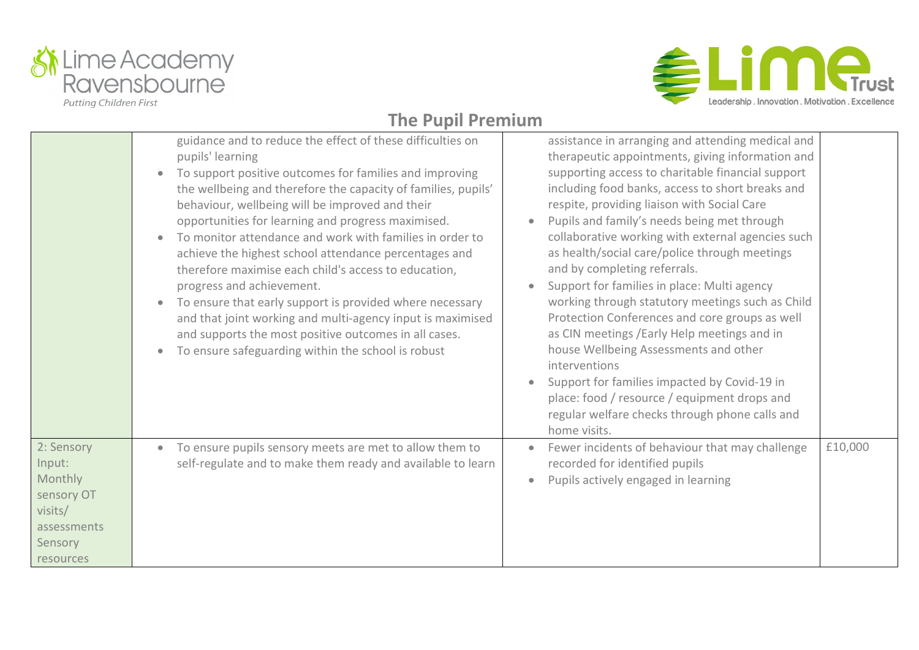## The Pupil Premium

| | | | |
|---|---|---|---|
| | guidance and to reduce the effect of these difficulties on pupils' learning<br>• To support positive outcomes for families and improving the wellbeing and therefore the capacity of families, pupils' behaviour, wellbeing will be improved and their opportunities for learning and progress maximised.<br>• To monitor attendance and work with families in order to achieve the highest school attendance percentages and therefore maximise each child's access to education, progress and achievement.<br>• To ensure that early support is provided where necessary and that joint working and multi-agency input is maximised and supports the most positive outcomes in all cases.<br>• To ensure safeguarding within the school is robust | assistance in arranging and attending medical and therapeutic appointments, giving information and supporting access to charitable financial support including food banks, access to short breaks and respite, providing liaison with Social Care<br>• Pupils and family's needs being met through collaborative working with external agencies such as health/social care/police through meetings and by completing referrals.<br>• Support for families in place: Multi agency working through statutory meetings such as Child Protection Conferences and core groups as well as CIN meetings /Early Help meetings and in house Wellbeing Assessments and other interventions<br>• Support for families impacted by Covid-19 in place: food / resource / equipment drops and regular welfare checks through phone calls and home visits. | |
| 2: Sensory Input: Monthly sensory OT visits/ assessments Sensory resources | • To ensure pupils sensory meets are met to allow them to self-regulate and to make them ready and available to learn | • Fewer incidents of behaviour that may challenge recorded for identified pupils<br>• Pupils actively engaged in learning | £10,000 |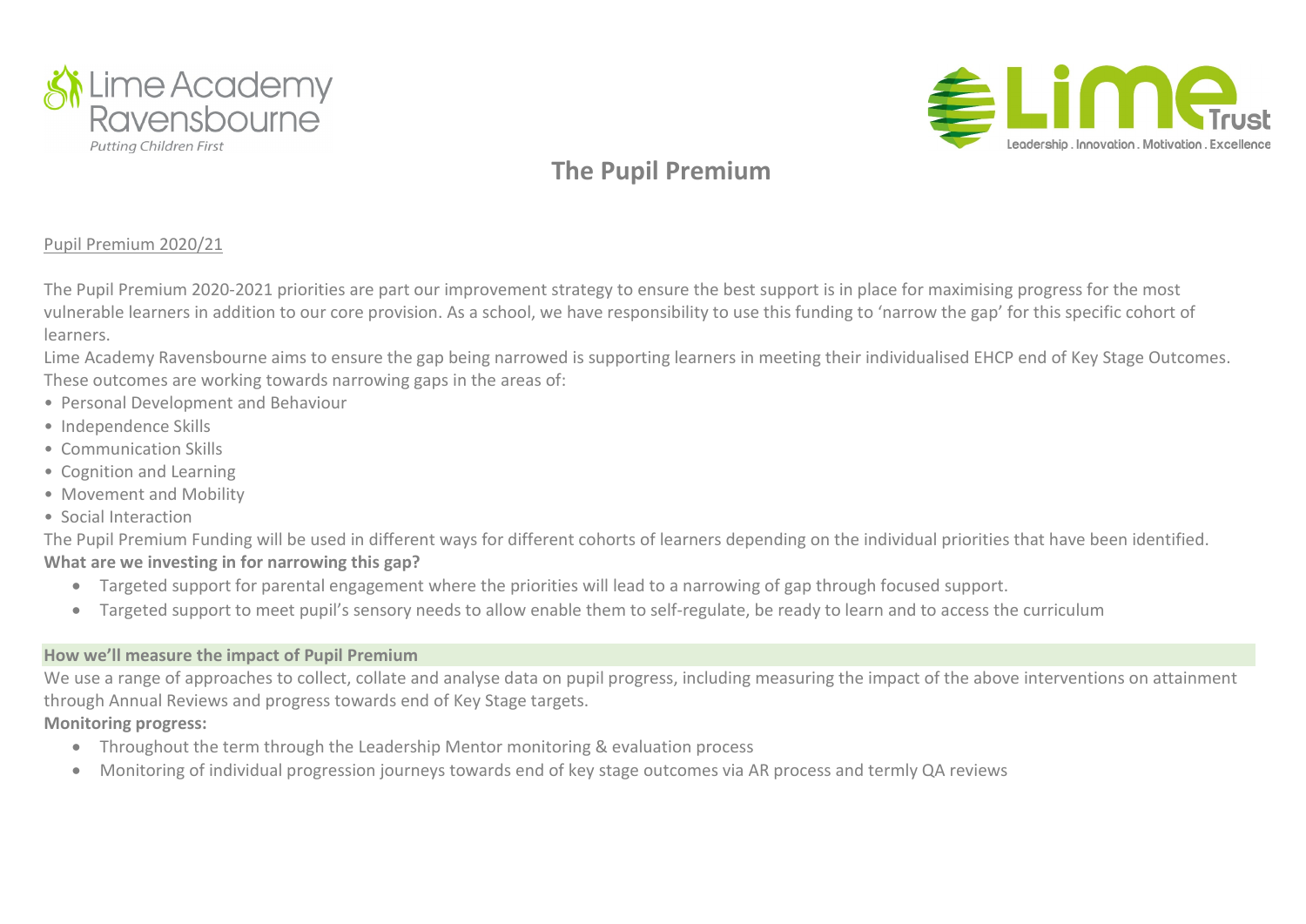# The Pupil Premium

Pupil Premium 2020/21

The Pupil Premium 2020-2021 priorities are part our improvement strategy to ensure the best support is in place for maximising progress for the most vulnerable learners in addition to our core provision. As a school, we have responsibility to use this funding to 'narrow the gap' for this specific cohort of learners.

Lime Academy Ravensbourne aims to ensure the gap being narrowed is supporting learners in meeting their individualised EHCP end of Key Stage Outcomes. These outcomes are working towards narrowing gaps in the areas of:

- Personal Development and Behaviour
- Independence Skills
- Communication Skills
- Cognition and Learning
- Movement and Mobility
- Social Interaction

The Pupil Premium Funding will be used in different ways for different cohorts of learners depending on the individual priorities that have been identified.

**What are we investing in for narrowing this gap?**

- Targeted support for parental engagement where the priorities will lead to a narrowing of gap through focused support.
- Targeted support to meet pupil's sensory needs to allow enable them to self-regulate, be ready to learn and to access the curriculum

**How we'll measure the impact of Pupil Premium**

We use a range of approaches to collect, collate and analyse data on pupil progress, including measuring the impact of the above interventions on attainment through Annual Reviews and progress towards end of Key Stage targets.

**Monitoring progress:**

- Throughout the term through the Leadership Mentor monitoring & evaluation process
- Monitoring of individual progression journeys towards end of key stage outcomes via AR process and termly QA reviews